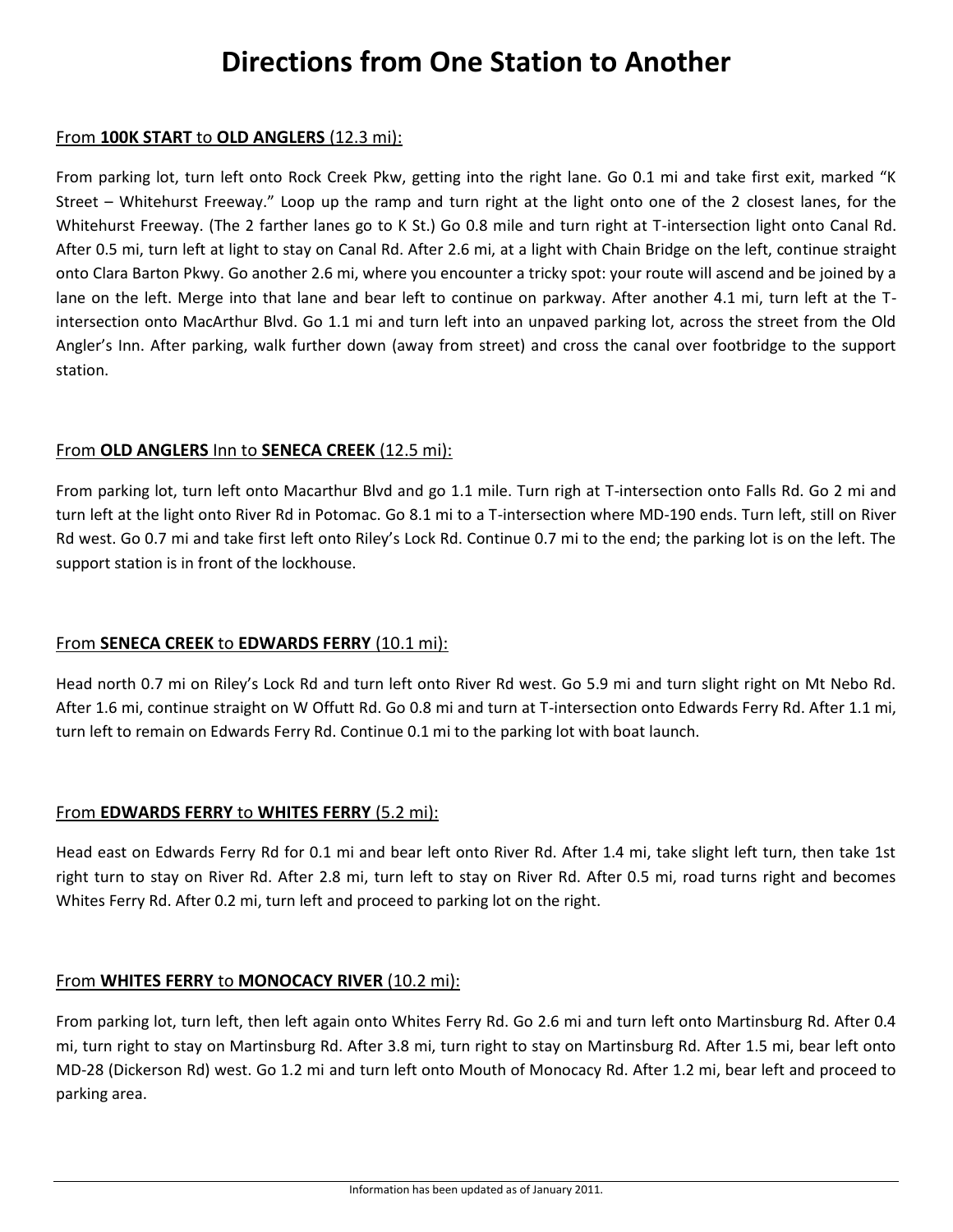# Directions from One Station to Another

## From **100K START** to **OLD ANGLERS** (12.3 mi):

From parking lot, turn left onto Rock Creek Pkw, getting into the right lane. Go 0.1 mi and take first exit, marked "K Street – Whitehurst Freeway." Loop up the ramp and turn right at the light onto one of the 2 closest lanes, for the Whitehurst Freeway. (The 2 farther lanes go to K St.) Go 0.8 mile and turn right at T-intersection light onto Canal Rd. After 0.5 mi, turn left at light to stay on Canal Rd. After 2.6 mi, at a light with Chain Bridge on the left, continue straight onto Clara Barton Pkwy. Go another 2.6 mi, where you encounter a tricky spot: your route will ascend and be joined by a lane on the left. Merge into that lane and bear left to continue on parkway. After another 4.1 mi, turn left at the T-intersection onto MacArthur Blvd. Go 1.1 mi and turn left into an unpaved parking lot, across the street from the Old Angler's Inn. After parking, walk further down (away from street) and cross the canal over footbridge to the support station.

## From **OLD ANGLERS** Inn to **SENECA CREEK** (12.5 mi):

From parking lot, turn left onto Macarthur Blvd and go 1.1 mile. Turn righ at T-intersection onto Falls Rd. Go 2 mi and turn left at the light onto River Rd in Potomac. Go 8.1 mi to a T-intersection where MD-190 ends. Turn left, still on River Rd west. Go 0.7 mi and take first left onto Riley's Lock Rd. Continue 0.7 mi to the end; the parking lot is on the left. The support station is in front of the lockhouse.

## From **SENECA CREEK** to **EDWARDS FERRY** (10.1 mi):

Head north 0.7 mi on Riley's Lock Rd and turn left onto River Rd west. Go 5.9 mi and turn slight right on Mt Nebo Rd. After 1.6 mi, continue straight on W Offutt Rd. Go 0.8 mi and turn at T-intersection onto Edwards Ferry Rd. After 1.1 mi, turn left to remain on Edwards Ferry Rd. Continue 0.1 mi to the parking lot with boat launch.

## From **EDWARDS FERRY** to **WHITES FERRY** (5.2 mi):

Head east on Edwards Ferry Rd for 0.1 mi and bear left onto River Rd. After 1.4 mi, take slight left turn, then take 1st right turn to stay on River Rd. After 2.8 mi, turn left to stay on River Rd. After 0.5 mi, road turns right and becomes Whites Ferry Rd. After 0.2 mi, turn left and proceed to parking lot on the right.

## From **WHITES FERRY** to **MONOCACY RIVER** (10.2 mi):

From parking lot, turn left, then left again onto Whites Ferry Rd. Go 2.6 mi and turn left onto Martinsburg Rd. After 0.4 mi, turn right to stay on Martinsburg Rd. After 3.8 mi, turn right to stay on Martinsburg Rd. After 1.5 mi, bear left onto MD-28 (Dickerson Rd) west. Go 1.2 mi and turn left onto Mouth of Monocacy Rd. After 1.2 mi, bear left and proceed to parking area.

Information has been updated as of January 2011.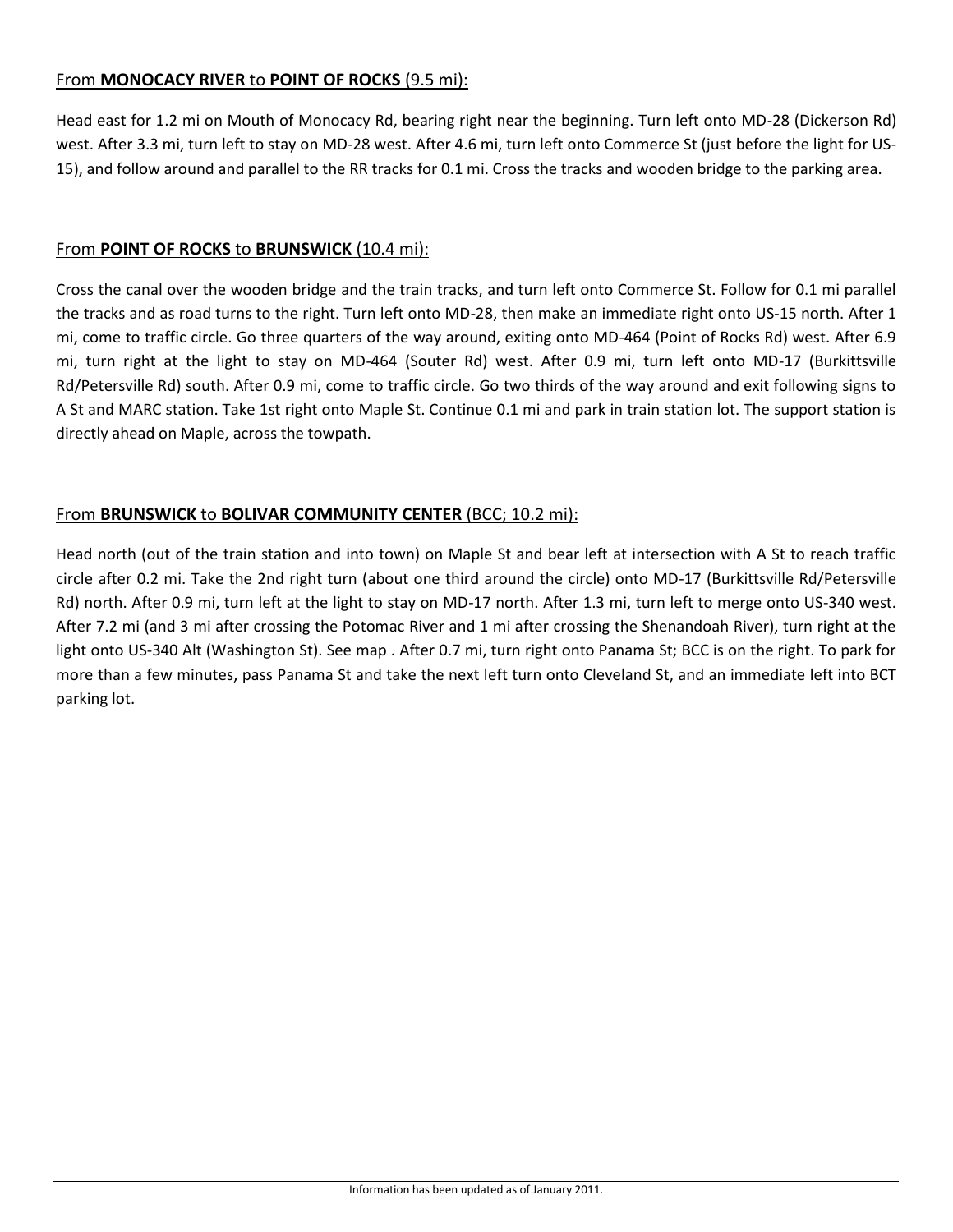## From **MONOCACY RIVER** to **POINT OF ROCKS** (9.5 mi):

Head east for 1.2 mi on Mouth of Monocacy Rd, bearing right near the beginning. Turn left onto MD-28 (Dickerson Rd) west. After 3.3 mi, turn left to stay on MD-28 west. After 4.6 mi, turn left onto Commerce St (just before the light for US-15), and follow around and parallel to the RR tracks for 0.1 mi. Cross the tracks and wooden bridge to the parking area.

## From **POINT OF ROCKS** to **BRUNSWICK** (10.4 mi):

Cross the canal over the wooden bridge and the train tracks, and turn left onto Commerce St. Follow for 0.1 mi parallel the tracks and as road turns to the right. Turn left onto MD-28, then make an immediate right onto US-15 north. After 1 mi, come to traffic circle. Go three quarters of the way around, exiting onto MD-464 (Point of Rocks Rd) west. After 6.9 mi, turn right at the light to stay on MD-464 (Souter Rd) west. After 0.9 mi, turn left onto MD-17 (Burkittsville Rd/Petersville Rd) south. After 0.9 mi, come to traffic circle. Go two thirds of the way around and exit following signs to A St and MARC station. Take 1st right onto Maple St. Continue 0.1 mi and park in train station lot. The support station is directly ahead on Maple, across the towpath.

## From **BRUNSWICK** to **BOLIVAR COMMUNITY CENTER** (BCC; 10.2 mi):

Head north (out of the train station and into town) on Maple St and bear left at intersection with A St to reach traffic circle after 0.2 mi. Take the 2nd right turn (about one third around the circle) onto MD-17 (Burkittsville Rd/Petersville Rd) north. After 0.9 mi, turn left at the light to stay on MD-17 north. After 1.3 mi, turn left to merge onto US-340 west. After 7.2 mi (and 3 mi after crossing the Potomac River and 1 mi after crossing the Shenandoah River), turn right at the light onto US-340 Alt (Washington St). See map . After 0.7 mi, turn right onto Panama St; BCC is on the right. To park for more than a few minutes, pass Panama St and take the next left turn onto Cleveland St, and an immediate left into BCT parking lot.

Information has been updated as of January 2011.